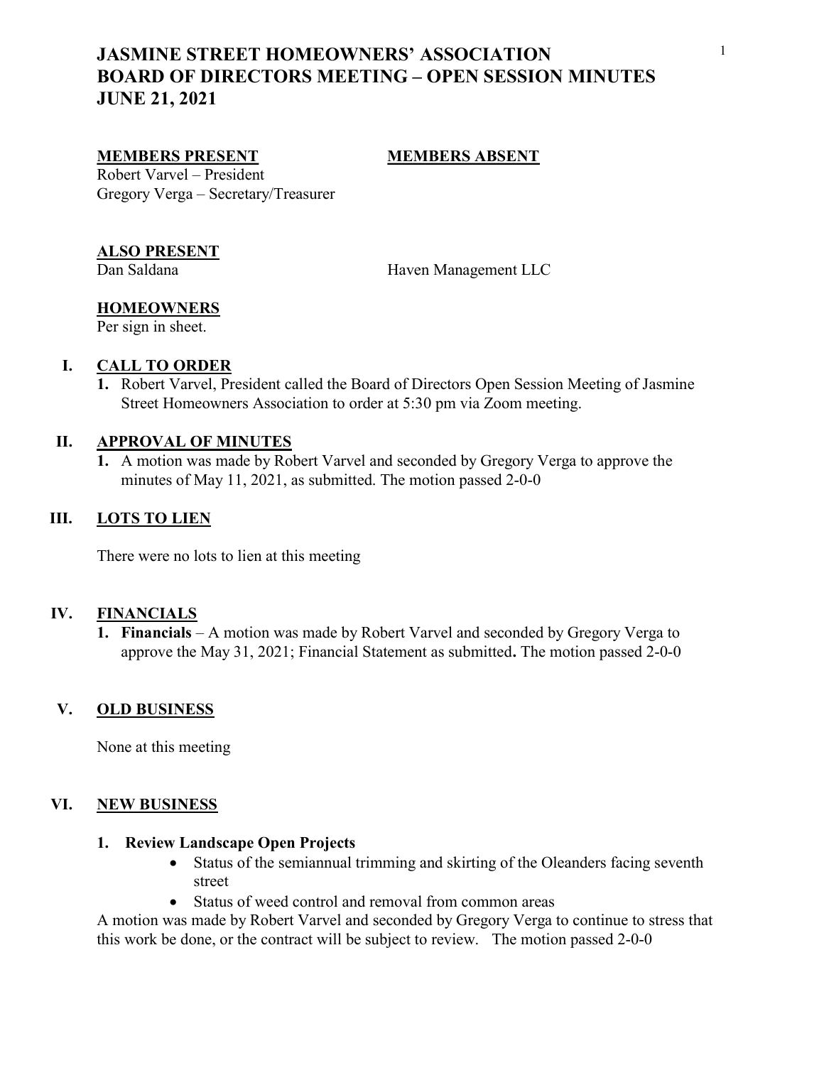# JASMINE STREET HOMEOWNERS' ASSOCIATION
# BOARD OF DIRECTORS MEETING – OPEN SESSION MINUTES
# JUNE 21, 2021

**MEMBERS PRESENT**

Robert Varvel – President
Gregory Verga – Secretary/Treasurer

**MEMBERS ABSENT**

**ALSO PRESENT**

Dan Saldana — Haven Management LLC

**HOMEOWNERS**

Per sign in sheet.

## I. CALL TO ORDER

1. Robert Varvel, President called the Board of Directors Open Session Meeting of Jasmine Street Homeowners Association to order at 5:30 pm via Zoom meeting.

## II. APPROVAL OF MINUTES

1. A motion was made by Robert Varvel and seconded by Gregory Verga to approve the minutes of May 11, 2021, as submitted. The motion passed 2-0-0

## III. LOTS TO LIEN

There were no lots to lien at this meeting

## IV. FINANCIALS

1. **Financials** – A motion was made by Robert Varvel and seconded by Gregory Verga to approve the May 31, 2021; Financial Statement as submitted**.** The motion passed 2-0-0

## V. OLD BUSINESS

None at this meeting

## VI. NEW BUSINESS

**1. Review Landscape Open Projects**

- Status of the semiannual trimming and skirting of the Oleanders facing seventh street
- Status of weed control and removal from common areas

A motion was made by Robert Varvel and seconded by Gregory Verga to continue to stress that this work be done, or the contract will be subject to review. The motion passed 2-0-0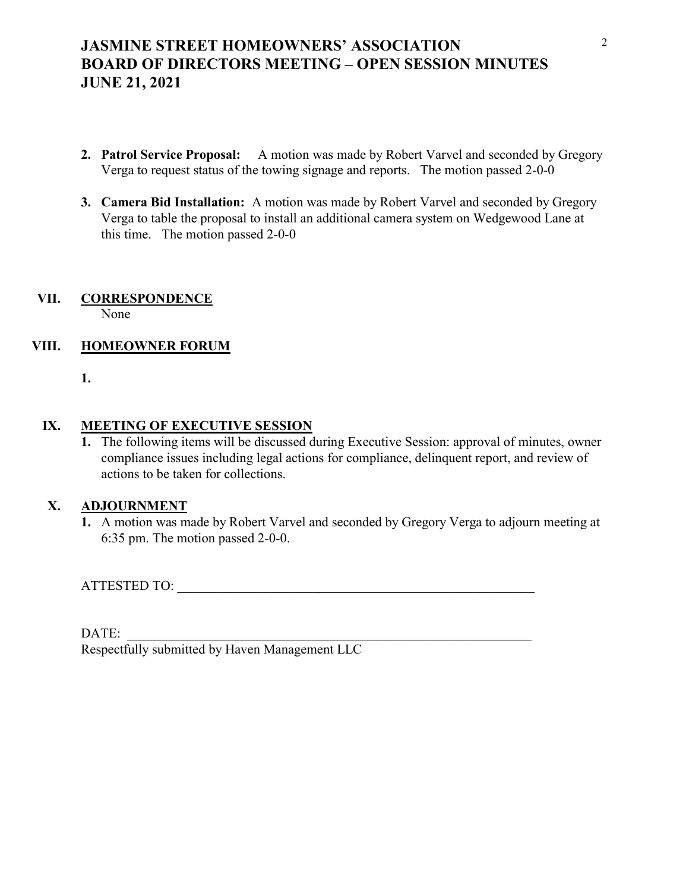2. **Patrol Service Proposal:** A motion was made by Robert Varvel and seconded by Gregory Verga to request status of the towing signage and reports. The motion passed 2-0-0

3. **Camera Bid Installation:** A motion was made by Robert Varvel and seconded by Gregory Verga to table the proposal to install an additional camera system on Wedgewood Lane at this time. The motion passed 2-0-0

## VII. CORRESPONDENCE

None

## VIII. HOMEOWNER FORUM

1.

## IX. MEETING OF EXECUTIVE SESSION

1. The following items will be discussed during Executive Session: approval of minutes, owner compliance issues including legal actions for compliance, delinquent report, and review of actions to be taken for collections.

## X. ADJOURNMENT

1. A motion was made by Robert Varvel and seconded by Gregory Verga to adjourn meeting at 6:35 pm. The motion passed 2-0-0.

ATTESTED TO: ______________________________________________________

DATE: ______________________________________________________

Respectfully submitted by Haven Management LLC